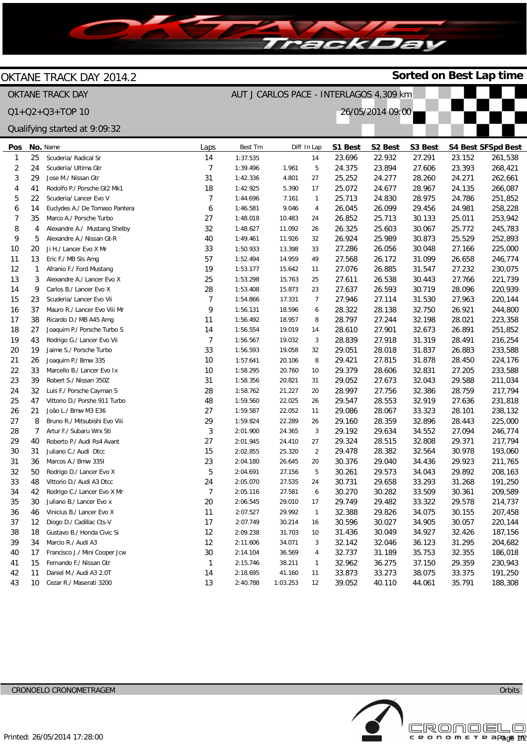# OKTANE TRACK DAY 2014.2

**Sorted on Best Lap time**

OKTANE TRACK DAY

AUT J CARLOS PACE - INTERLAGOS 4,309 km

Q1+Q2+Q3+TOP 10

26/05/2014 09:00

Qualifying started at 9:09:32

| Pos | No. | Name | Laps | Best Tm | Diff | In Lap | S1 Best | S2 Best | S3 Best | S4 Best | SFSpd Best |
|---|---|---|---|---|---|---|---|---|---|---|---|
| 1 | 25 | Scuderia/ Radical Sr | 14 | 1:37.535 | | 14 | 23.696 | 22.932 | 27.291 | 23.152 | 261,538 |
| 2 | 24 | Scuderia/ Ultima Gtr | 7 | 1:39.496 | 1.961 | 5 | 24.375 | 23.894 | 27.606 | 23.393 | 268,421 |
| 3 | 29 | Jose M./ Nissan Gtr | 31 | 1:42.336 | 4.801 | 27 | 25.252 | 24.277 | 28.260 | 24.271 | 262,661 |
| 4 | 41 | Rodolfo P./ Porsche Gt2 Mk1 | 18 | 1:42.925 | 5.390 | 17 | 25.072 | 24.677 | 28.967 | 24.135 | 266,087 |
| 5 | 22 | Scuderia/ Lancer Evo V | 7 | 1:44.696 | 7.161 | 1 | 25.713 | 24.830 | 28.975 | 24.786 | 251,852 |
| 6 | 14 | Euclydes A./ De Tomaso Pantera | 6 | 1:46.581 | 9.046 | 4 | 26.045 | 26.099 | 29.456 | 24.981 | 258,228 |
| 7 | 35 | Marco A./ Porsche Turbo | 27 | 1:48.018 | 10.483 | 24 | 26.852 | 25.713 | 30.133 | 25.011 | 253,942 |
| 8 | 4 | Alexandre A./ Mustang Shelby | 32 | 1:48.627 | 11.092 | 26 | 26.325 | 25.603 | 30.067 | 25.772 | 245,783 |
| 9 | 5 | Alexandre A./ Nissan Gt-R | 40 | 1:49.461 | 11.926 | 32 | 26.924 | 25.989 | 30.873 | 25.529 | 252,893 |
| 10 | 20 | Ji H./ Lancer Evo X Mr | 33 | 1:50.933 | 13.398 | 33 | 27.286 | 26.056 | 30.048 | 27.166 | 225,000 |
| 11 | 13 | Eric F./ MB Sls Amg | 57 | 1:52.494 | 14.959 | 49 | 27.568 | 26.172 | 31.099 | 26.658 | 246,774 |
| 12 | 1 | Afranio F./ Ford Mustang | 19 | 1:53.177 | 15.642 | 11 | 27.076 | 26.885 | 31.547 | 27.232 | 230,075 |
| 13 | 3 | Alexandre A./ Lancer Evo X | 25 | 1:53.298 | 15.763 | 25 | 27.611 | 26.538 | 30.443 | 27.766 | 221,739 |
| 14 | 9 | Carlos B./ Lancer Evo X | 28 | 1:53.408 | 15.873 | 23 | 27.637 | 26.593 | 30.719 | 28.096 | 220,939 |
| 15 | 23 | Scuderia/ Lancer Evo Vii | 7 | 1:54.866 | 17.331 | 7 | 27.946 | 27.114 | 31.530 | 27.963 | 220,144 |
| 16 | 37 | Mauro R./ Lancer Evo Viii Mr | 9 | 1:56.131 | 18.596 | 6 | 28.322 | 28.138 | 32.750 | 26.921 | 244,800 |
| 17 | 38 | Ricardo D./ MB A45 Amg | 11 | 1:56.492 | 18.957 | 8 | 28.797 | 27.244 | 32.198 | 28.021 | 223,358 |
| 18 | 27 | Joaquim P./ Porsche Turbo S | 14 | 1:56.554 | 19.019 | 14 | 28.610 | 27.901 | 32.673 | 26.891 | 251,852 |
| 19 | 43 | Rodrigo G./ Lancer Evo Vii | 7 | 1:56.567 | 19.032 | 3 | 28.839 | 27.918 | 31.319 | 28.491 | 216,254 |
| 20 | 19 | Jaime S./ Porsche Turbo | 33 | 1:56.593 | 19.058 | 32 | 29.051 | 28.018 | 31.837 | 26.883 | 233,588 |
| 21 | 26 | Joaquim P./ Bmw 335 | 10 | 1:57.641 | 20.106 | 8 | 29.421 | 27.815 | 31.878 | 28.450 | 224,176 |
| 22 | 33 | Marcello B./ Lancer Evo Ix | 10 | 1:58.295 | 20.760 | 10 | 29.379 | 28.606 | 32.831 | 27.205 | 233,588 |
| 23 | 39 | Robert S./ Nissan 350Z | 31 | 1:58.356 | 20.821 | 31 | 29.052 | 27.673 | 32.043 | 29.588 | 211,034 |
| 24 | 32 | Luis F./ Porsche Cayman S | 28 | 1:58.762 | 21.227 | 20 | 28.997 | 27.756 | 32.386 | 28.759 | 217,794 |
| 25 | 47 | Vittorio D./ Porshe 911 Turbo | 48 | 1:59.560 | 22.025 | 26 | 29.547 | 28.553 | 32.919 | 27.636 | 231,818 |
| 26 | 21 | João L./ Bmw M3 E36 | 27 | 1:59.587 | 22.052 | 11 | 29.086 | 28.067 | 33.323 | 28.101 | 238,132 |
| 27 | 8 | Bruno R./ Mitsubishi Evo Viii | 29 | 1:59.824 | 22.289 | 26 | 29.160 | 28.359 | 32.896 | 28.443 | 225,000 |
| 28 | 7 | Artur F./ Subaru Wrx Sti | 3 | 2:01.900 | 24.365 | 3 | 29.192 | 29.634 | 34.552 | 27.094 | 246,774 |
| 29 | 40 | Roberto P./ Audi Rs4 Avant | 27 | 2:01.945 | 24.410 | 27 | 29.324 | 28.515 | 32.808 | 29.371 | 217,794 |
| 30 | 31 | Juliano C./ Audi Dtcc | 15 | 2:02.855 | 25.320 | 2 | 29.478 | 28.382 | 32.564 | 30.978 | 193,060 |
| 31 | 36 | Marcos A./ Bmw 335I | 23 | 2:04.180 | 26.645 | 20 | 30.376 | 29.040 | 34.436 | 29.923 | 211,765 |
| 32 | 50 | Rodrigo D./ Lancer Evo X | 5 | 2:04.691 | 27.156 | 5 | 30.261 | 29.573 | 34.043 | 29.892 | 208,163 |
| 33 | 48 | Vittorio D./ Audi A3 Dtcc | 24 | 2:05.070 | 27.535 | 24 | 30.731 | 29.658 | 33.293 | 31.268 | 191,250 |
| 34 | 42 | Rodrigo C./ Lancer Evo X Mr | 7 | 2:05.116 | 27.581 | 6 | 30.270 | 30.282 | 33.509 | 30.361 | 209,589 |
| 35 | 30 | Juliano B./ Lancer Evo x | 20 | 2:06.545 | 29.010 | 17 | 29.749 | 29.482 | 33.322 | 29.578 | 214,737 |
| 36 | 46 | Vinicius B./ Lancer Evo X | 11 | 2:07.527 | 29.992 | 1 | 32.388 | 29.826 | 34.075 | 30.155 | 207,458 |
| 37 | 12 | Diogo D./ Cadillac Cts-V | 17 | 2:07.749 | 30.214 | 16 | 30.596 | 30.027 | 34.905 | 30.057 | 220,144 |
| 38 | 18 | Gustavo B./ Honda Civic Si | 12 | 2:09.238 | 31.703 | 10 | 31.436 | 30.049 | 34.927 | 32.426 | 187,156 |
| 39 | 34 | Marcio R./ Audi A3 | 12 | 2:11.606 | 34.071 | 3 | 32.142 | 32.046 | 36.123 | 31.295 | 204,682 |
| 40 | 17 | Francisco J./ Mini Cooper Jcw | 30 | 2:14.104 | 36.569 | 4 | 32.737 | 31.189 | 35.753 | 32.355 | 186,018 |
| 41 | 15 | Fernando F./ Nissan Gtr | 1 | 2:15.746 | 38.211 | 1 | 32.962 | 36.275 | 37.150 | 29.359 | 230,943 |
| 42 | 11 | Daniel M./ Audi A3 2.0T | 14 | 2:18.695 | 41.160 | 11 | 33.873 | 33.273 | 38.075 | 33.375 | 191,250 |
| 43 | 10 | Cezar R./ Maserati 3200 | 13 | 2:40.788 | 1:03.253 | 12 | 39.052 | 40.110 | 44.061 | 35.791 | 188,308 |

CRONOELO CRONOMETRAGEM — Orbits

Printed: 26/05/2014 17:28:00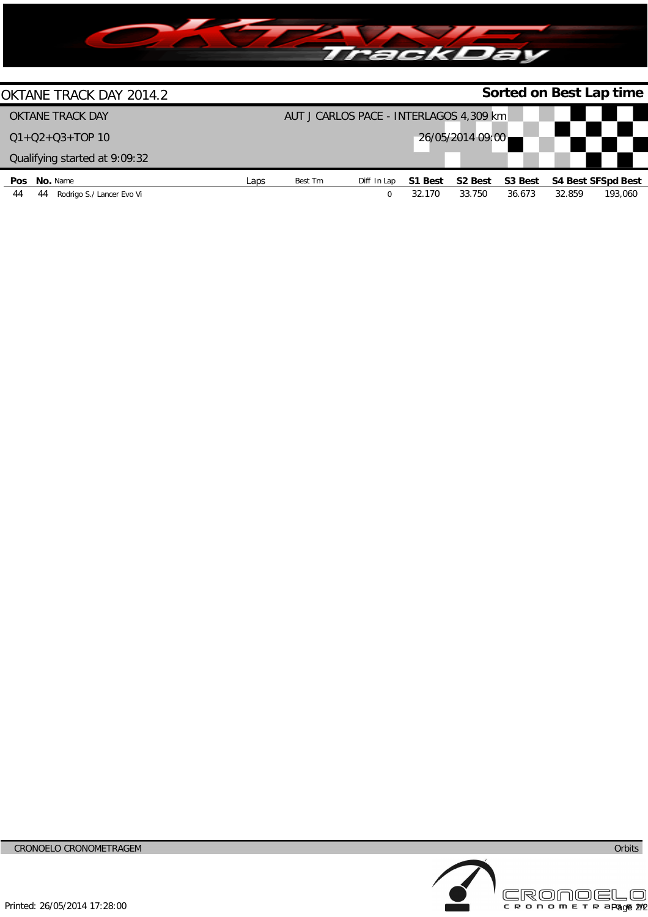OKTANE TRACK DAY 2014.2

**Sorted on Best Lap time**

OKTANE TRACK DAY

AUT J CARLOS PACE - INTERLAGOS 4,309 km

Q1+Q2+Q3+TOP 10

26/05/2014 09:00

Qualifying started at 9:09:32

| Pos | No. | Name | Laps | Best Tm | Diff | In Lap | S1 Best | S2 Best | S3 Best | S4 Best | SFSpd Best |
|---|---|---|---|---|---|---|---|---|---|---|---|
| 44 | 44 | Rodrigo S./ Lancer Evo Vi | | | | 0 | 32.170 | 33.750 | 36.673 | 32.859 | 193,060 |

CRONOELO CRONOMETRAGEM

Orbits

Printed: 26/05/2014 17:28:00